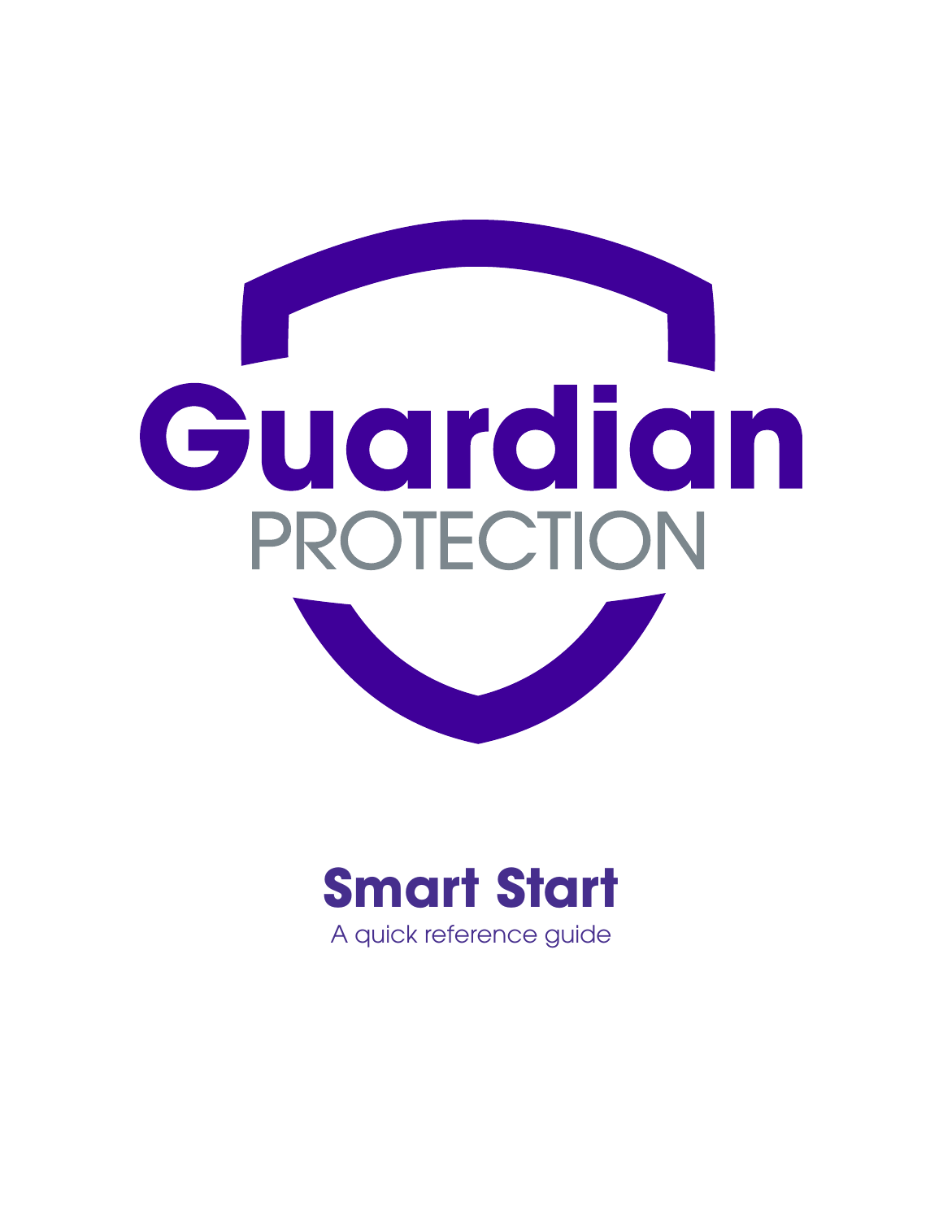Guardian

PROTECTION

# Smart Start

A quick reference guide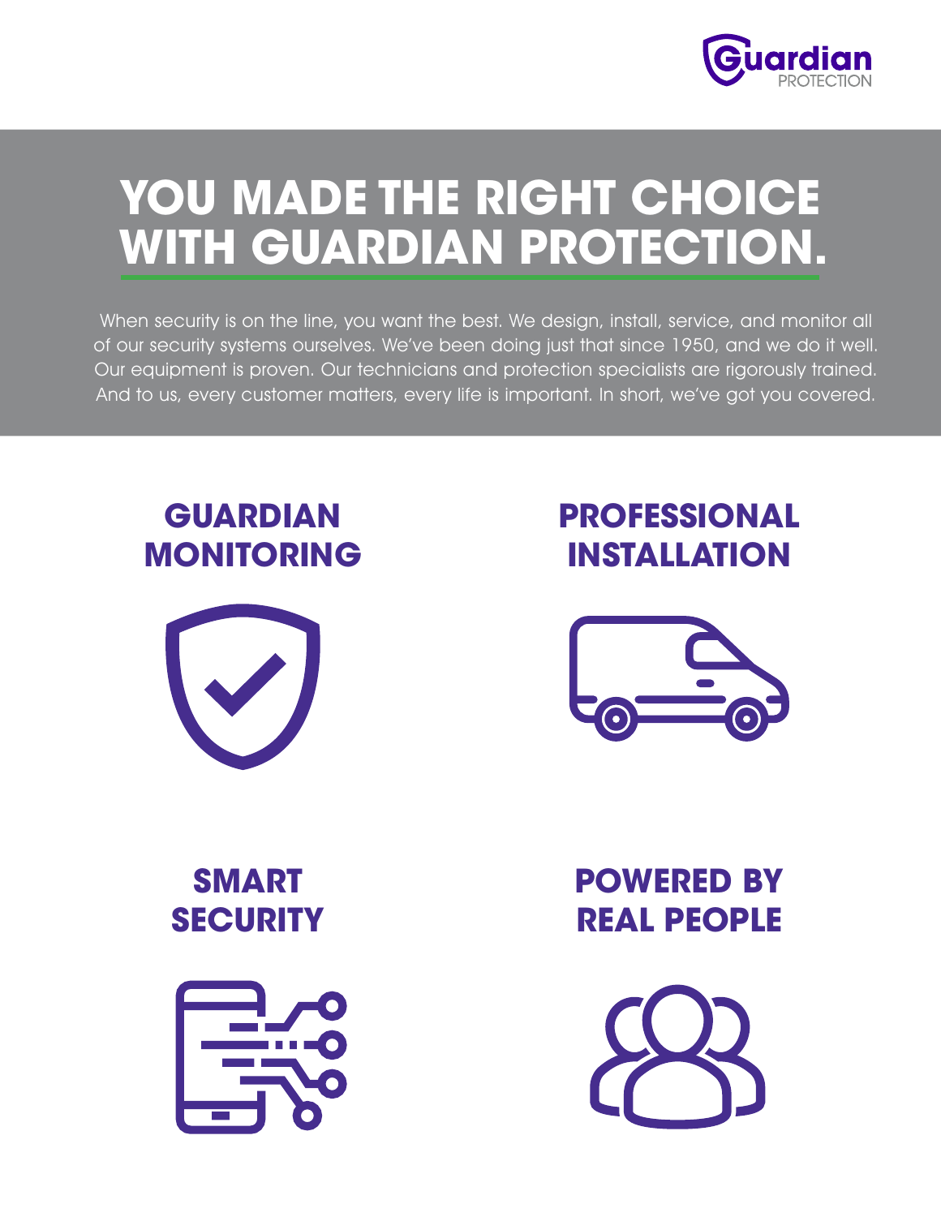# YOU MADE THE RIGHT CHOICE WITH GUARDIAN PROTECTION.

When security is on the line, you want the best. We design, install, service, and monitor all of our security systems ourselves. We've been doing just that since 1950, and we do it well. Our equipment is proven. Our technicians and protection specialists are rigorously trained. And to us, every customer matters, every life is important. In short, we've got you covered.

## GUARDIAN MONITORING

## PROFESSIONAL INSTALLATION

## SMART SECURITY

## POWERED BY REAL PEOPLE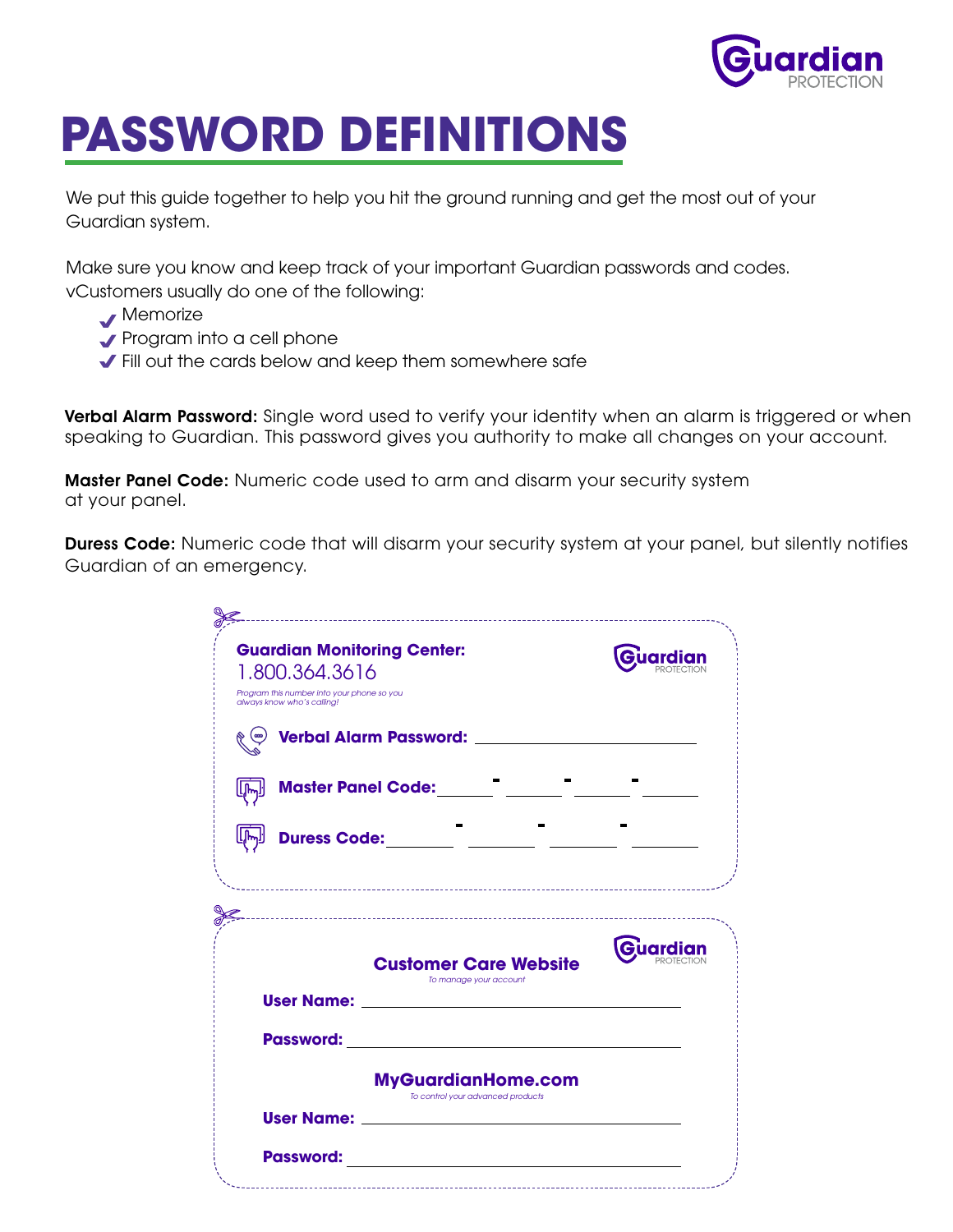Guardian PROTECTION

# PASSWORD DEFINITIONS

We put this guide together to help you hit the ground running and get the most out of your Guardian system.

Make sure you know and keep track of your important Guardian passwords and codes. vCustomers usually do one of the following:

- ✔ Memorize
- ✔ Program into a cell phone
- ✔ Fill out the cards below and keep them somewhere safe

**Verbal Alarm Password:** Single word used to verify your identity when an alarm is triggered or when speaking to Guardian. This password gives you authority to make all changes on your account.

**Master Panel Code:** Numeric code used to arm and disarm your security system at your panel.

**Duress Code:** Numeric code that will disarm your security system at your panel, but silently notifies Guardian of an emergency.

---

**Guardian Monitoring Center:**
1.800.364.3616

*Program this number into your phone so you always know who's calling!*

Guardian PROTECTION

**Verbal Alarm Password:** ______________________

**Master Panel Code:** ____ - ____ - ____ - ____

**Duress Code:** ____ - ____ - ____ - ____

---

Guardian PROTECTION

**Customer Care Website**
*To manage your account*

**User Name:** ______________________

**Password:** ______________________

**MyGuardianHome.com**
*To control your advanced products*

**User Name:** ______________________

**Password:** ______________________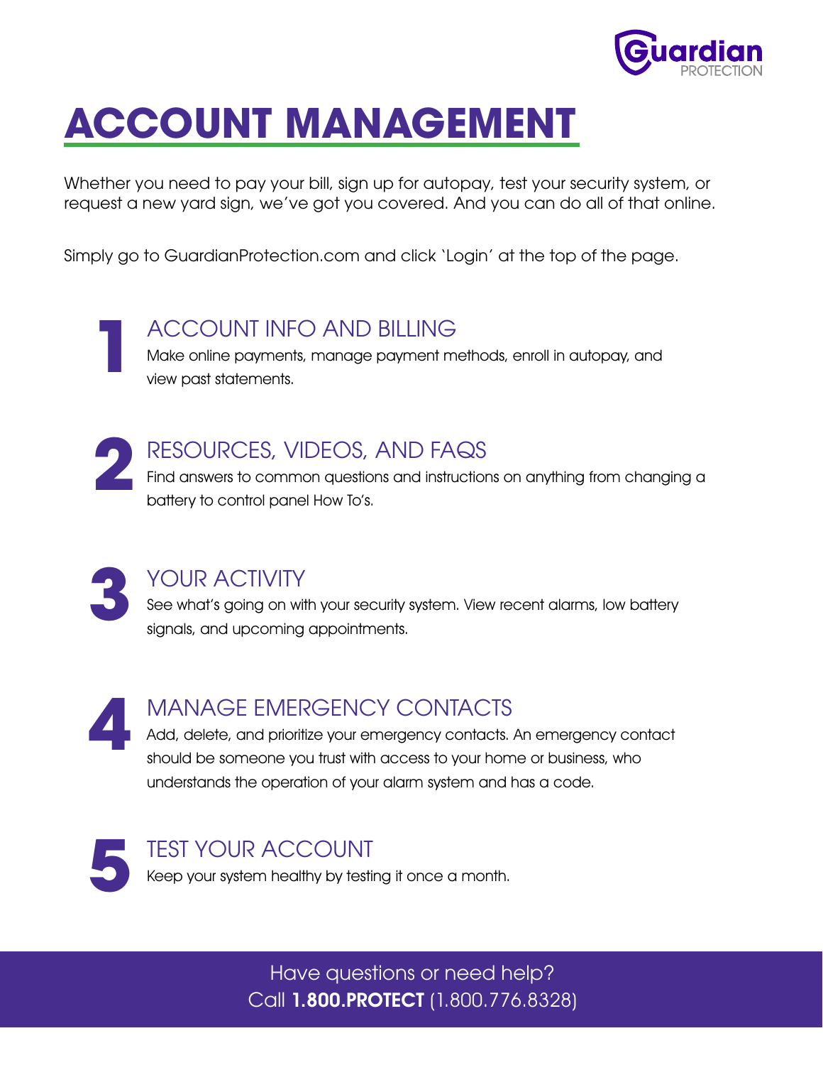# ACCOUNT MANAGEMENT

Whether you need to pay your bill, sign up for autopay, test your security system, or request a new yard sign, we've got you covered. And you can do all of that online.

Simply go to GuardianProtection.com and click 'Login' at the top of the page.

## 1 ACCOUNT INFO AND BILLING

Make online payments, manage payment methods, enroll in autopay, and view past statements.

## 2 RESOURCES, VIDEOS, AND FAQS

Find answers to common questions and instructions on anything from changing a battery to control panel How To's.

## 3 YOUR ACTIVITY

See what's going on with your security system. View recent alarms, low battery signals, and upcoming appointments.

## 4 MANAGE EMERGENCY CONTACTS

Add, delete, and prioritize your emergency contacts. An emergency contact should be someone you trust with access to your home or business, who understands the operation of your alarm system and has a code.

## 5 TEST YOUR ACCOUNT

Keep your system healthy by testing it once a month.

Have questions or need help?
Call **1.800.PROTECT** (1.800.776.8328)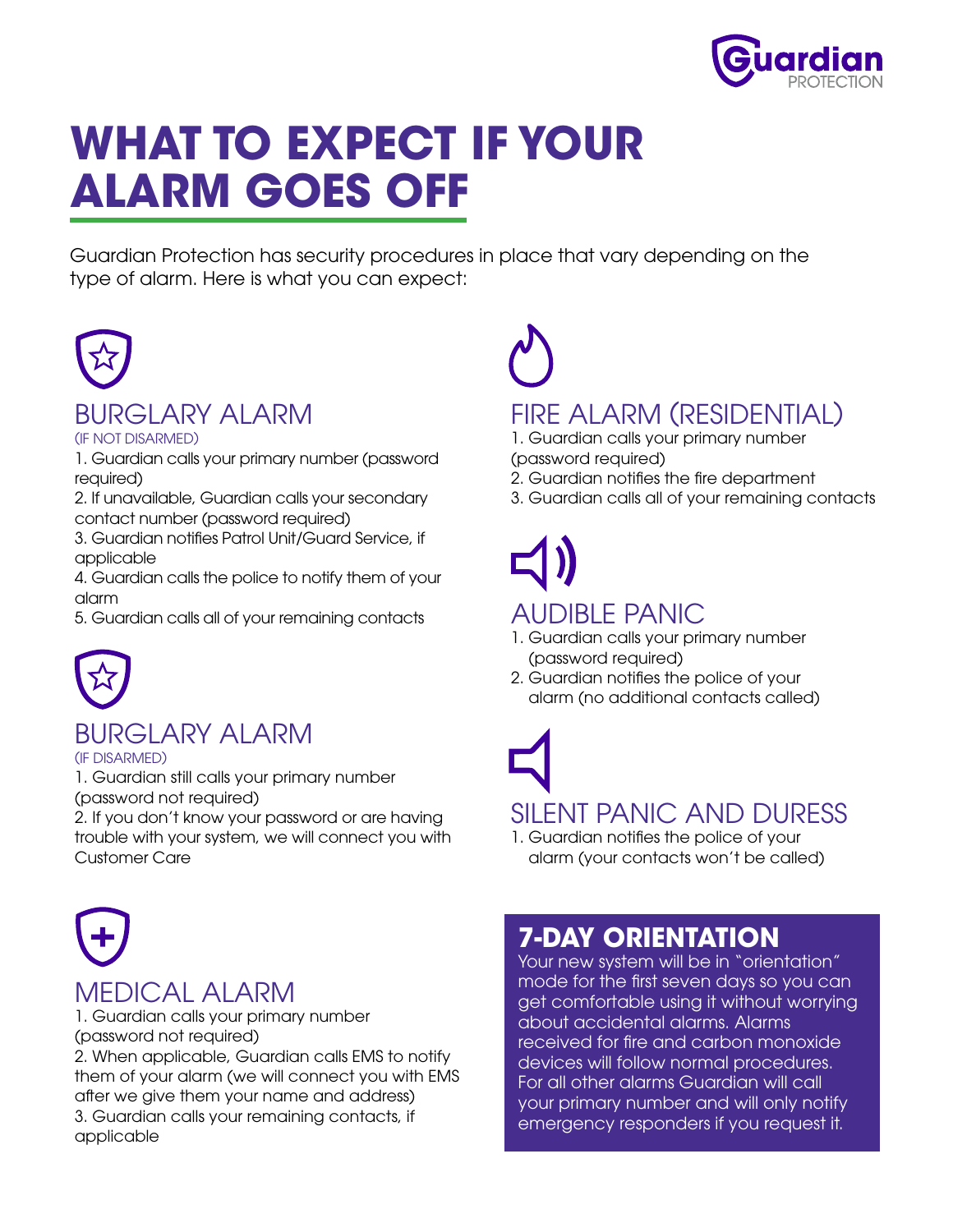# WHAT TO EXPECT IF YOUR ALARM GOES OFF

Guardian Protection has security procedures in place that vary depending on the type of alarm. Here is what you can expect:

## BURGLARY ALARM

(IF NOT DISARMED)

1. Guardian calls your primary number (password required)
2. If unavailable, Guardian calls your secondary contact number (password required)
3. Guardian notifies Patrol Unit/Guard Service, if applicable
4. Guardian calls the police to notify them of your alarm
5. Guardian calls all of your remaining contacts

## BURGLARY ALARM

(IF DISARMED)

1. Guardian still calls your primary number (password not required)
2. If you don't know your password or are having trouble with your system, we will connect you with Customer Care

## MEDICAL ALARM

1. Guardian calls your primary number (password not required)
2. When applicable, Guardian calls EMS to notify them of your alarm (we will connect you with EMS after we give them your name and address)
3. Guardian calls your remaining contacts, if applicable

## FIRE ALARM (RESIDENTIAL)

1. Guardian calls your primary number (password required)
2. Guardian notifies the fire department
3. Guardian calls all of your remaining contacts

## AUDIBLE PANIC

1. Guardian calls your primary number (password required)
2. Guardian notifies the police of your alarm (no additional contacts called)

## SILENT PANIC AND DURESS

1. Guardian notifies the police of your alarm (your contacts won't be called)

## 7-DAY ORIENTATION

Your new system will be in "orientation" mode for the first seven days so you can get comfortable using it without worrying about accidental alarms. Alarms received for fire and carbon monoxide devices will follow normal procedures. For all other alarms Guardian will call your primary number and will only notify emergency responders if you request it.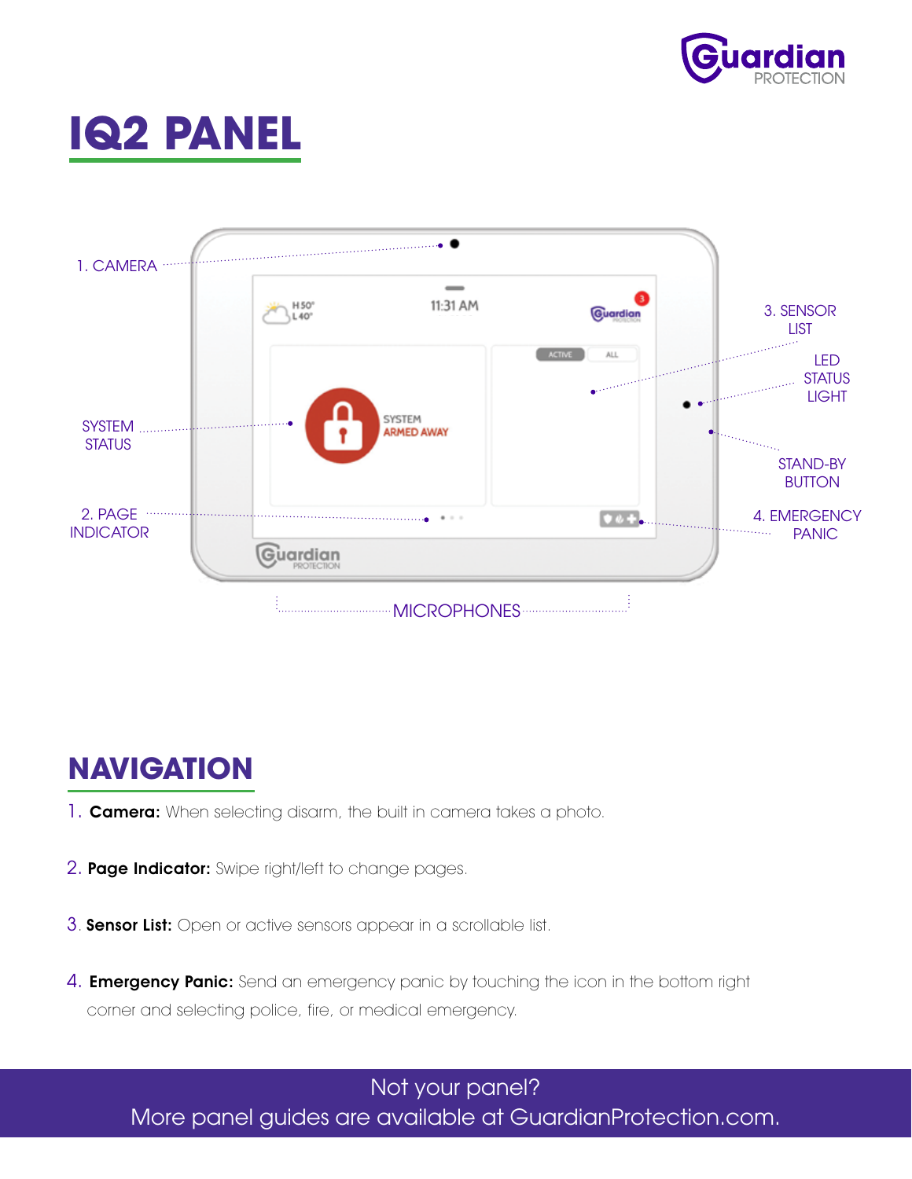# IQ2 PANEL

1. CAMERA

SYSTEM STATUS

2. PAGE INDICATOR

3. SENSOR LIST

LED STATUS LIGHT

STAND-BY BUTTON

4. EMERGENCY PANIC

MICROPHONES

## NAVIGATION

1. **Camera:** When selecting disarm, the built in camera takes a photo.
2. **Page Indicator:** Swipe right/left to change pages.
3. **Sensor List:** Open or active sensors appear in a scrollable list.
4. **Emergency Panic:** Send an emergency panic by touching the icon in the bottom right corner and selecting police, fire, or medical emergency.

Not your panel?
More panel guides are available at GuardianProtection.com.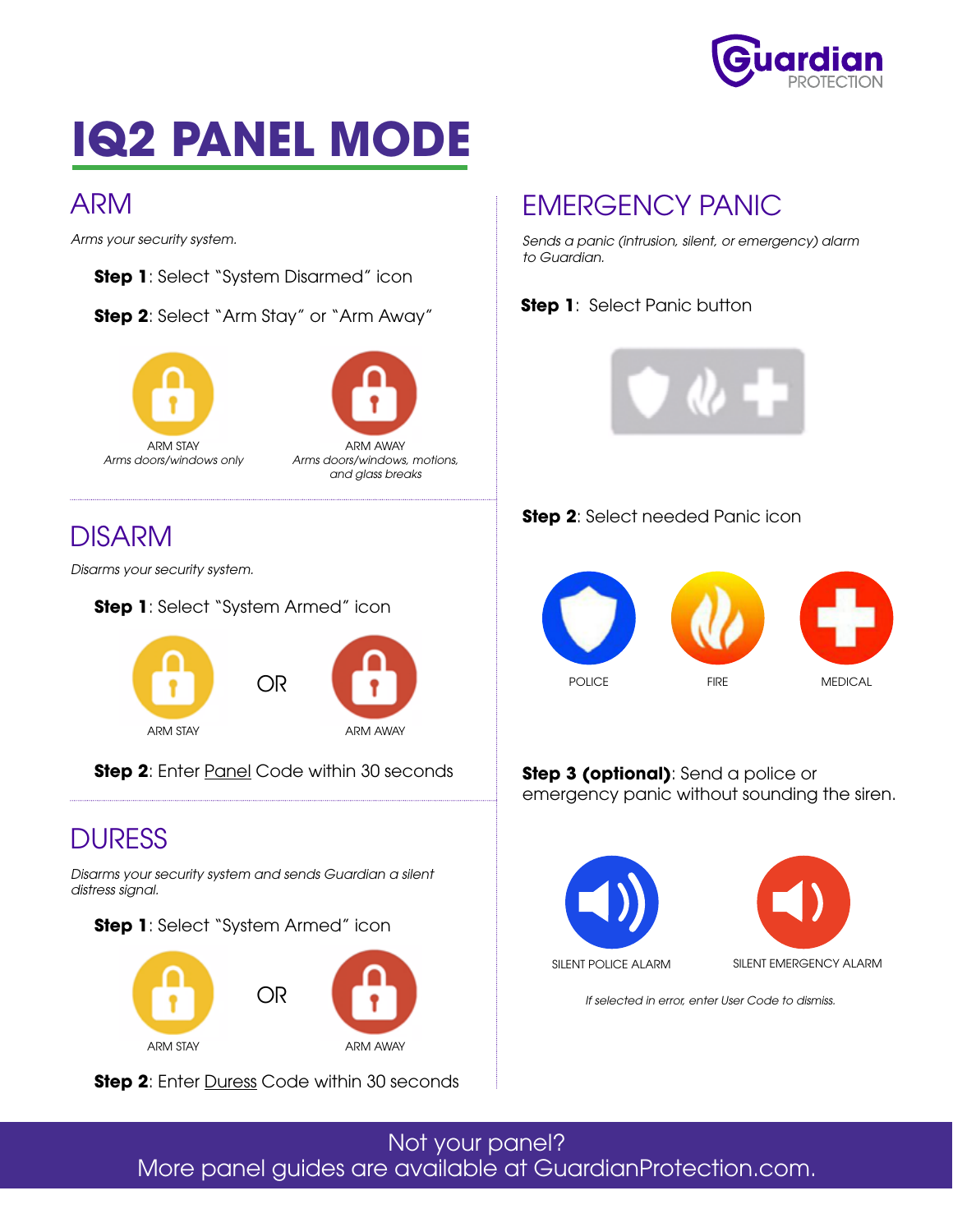# IQ2 PANEL MODE

## ARM

*Arms your security system.*

**Step 1**: Select "System Disarmed" icon

**Step 2**: Select "Arm Stay" or "Arm Away"

ARM STAY
*Arms doors/windows only*

ARM AWAY
*Arms doors/windows, motions, and glass breaks*

## DISARM

*Disarms your security system.*

**Step 1**: Select "System Armed" icon

ARM STAY OR ARM AWAY

**Step 2**: Enter <u>Panel</u> Code within 30 seconds

## DURESS

*Disarms your security system and sends Guardian a silent distress signal.*

**Step 1**: Select "System Armed" icon

ARM STAY OR ARM AWAY

**Step 2**: Enter <u>Duress</u> Code within 30 seconds

## EMERGENCY PANIC

*Sends a panic (intrusion, silent, or emergency) alarm to Guardian.*

**Step 1**: Select Panic button

**Step 2**: Select needed Panic icon

POLICE FIRE MEDICAL

**Step 3 (optional)**: Send a police or emergency panic without sounding the siren.

SILENT POLICE ALARM SILENT EMERGENCY ALARM

*If selected in error, enter User Code to dismiss.*

Not your panel?
More panel guides are available at GuardianProtection.com.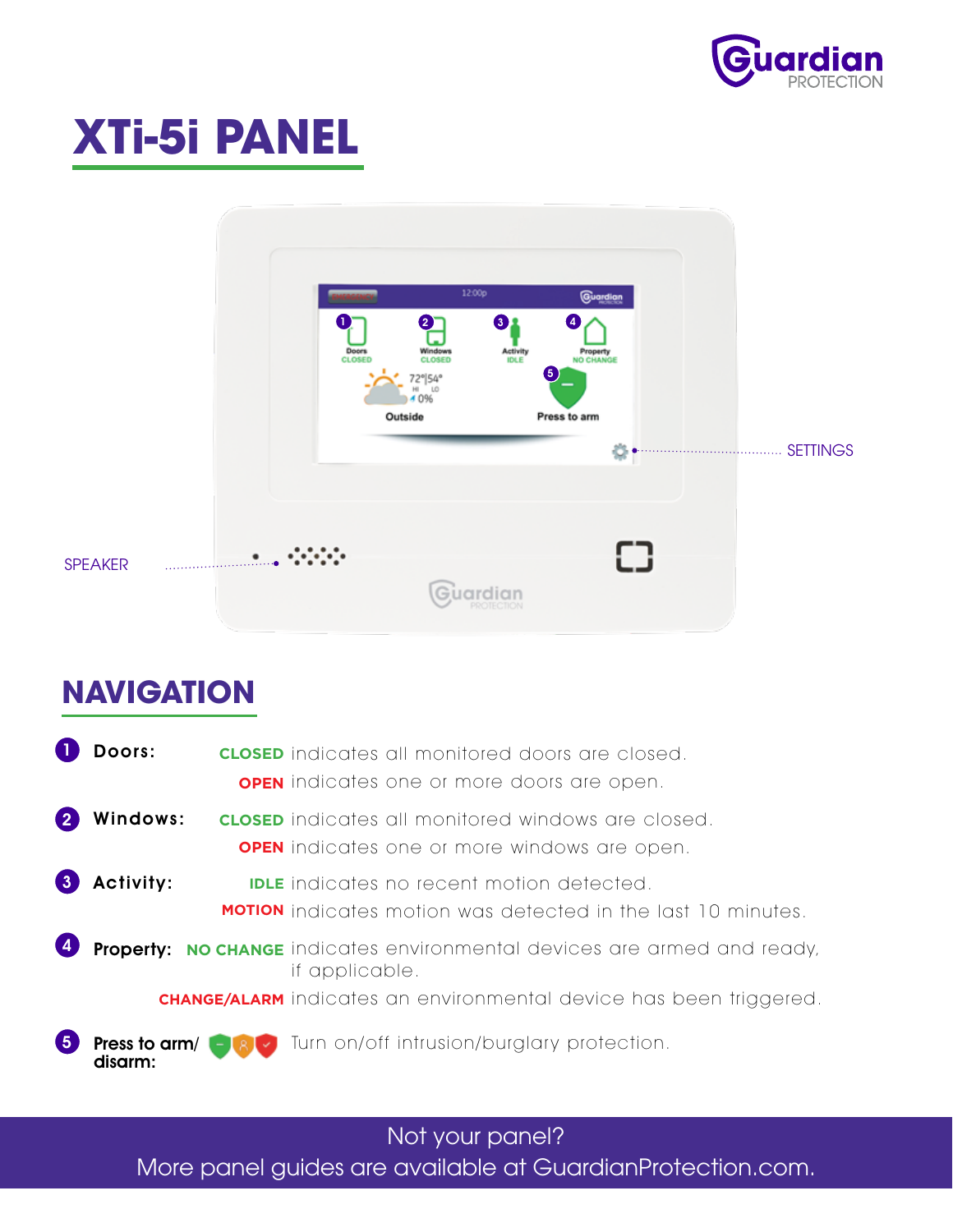# XTi-5i PANEL

SETTINGS

SPEAKER

## NAVIGATION

1. **Doors:** **CLOSED** indicates all monitored doors are closed.
   **OPEN** indicates one or more doors are open.

2. **Windows:** **CLOSED** indicates all monitored windows are closed.
   **OPEN** indicates one or more windows are open.

3. **Activity:** **IDLE** indicates no recent motion detected.
   **MOTION** indicates motion was detected in the last 10 minutes.

4. **Property:** **NO CHANGE** indicates environmental devices are armed and ready, if applicable.
   **CHANGE/ALARM** indicates an environmental device has been triggered.

5. **Press to arm/ disarm:** Turn on/off intrusion/burglary protection.

Not your panel?
More panel guides are available at GuardianProtection.com.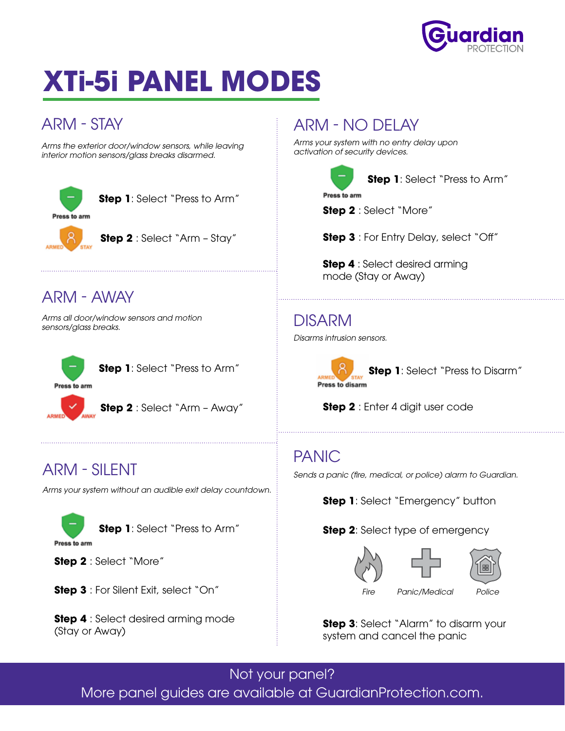Guardian PROTECTION

# XTi-5i PANEL MODES

## ARM - STAY

*Arms the exterior door/window sensors, while leaving interior motion sensors/glass breaks disarmed.*

Press to arm

**Step 1**: Select "Press to Arm"

ARMED STAY

**Step 2** : Select "Arm – Stay"

## ARM - AWAY

*Arms all door/window sensors and motion sensors/glass breaks.*

Press to arm

**Step 1**: Select "Press to Arm"

ARMED AWAY

**Step 2** : Select "Arm – Away"

## ARM - SILENT

*Arms your system without an audible exit delay countdown.*

Press to arm

**Step 1**: Select "Press to Arm"

**Step 2** : Select "More"

**Step 3** : For Silent Exit, select "On"

**Step 4** : Select desired arming mode (Stay or Away)

## ARM - NO DELAY

*Arms your system with no entry delay upon activation of security devices.*

Press to arm

**Step 1**: Select "Press to Arm"

**Step 2** : Select "More"

**Step 3** : For Entry Delay, select "Off"

**Step 4** : Select desired arming mode (Stay or Away)

## DISARM

*Disarms intrusion sensors.*

ARMED STAY
Press to disarm

**Step 1**: Select "Press to Disarm"

**Step 2** : Enter 4 digit user code

## PANIC

*Sends a panic (fire, medical, or police) alarm to Guardian.*

**Step 1**: Select "Emergency" button

**Step 2**: Select type of emergency

*Fire* *Panic/Medical* *Police*

**Step 3**: Select "Alarm" to disarm your system and cancel the panic

Not your panel?
More panel guides are available at GuardianProtection.com.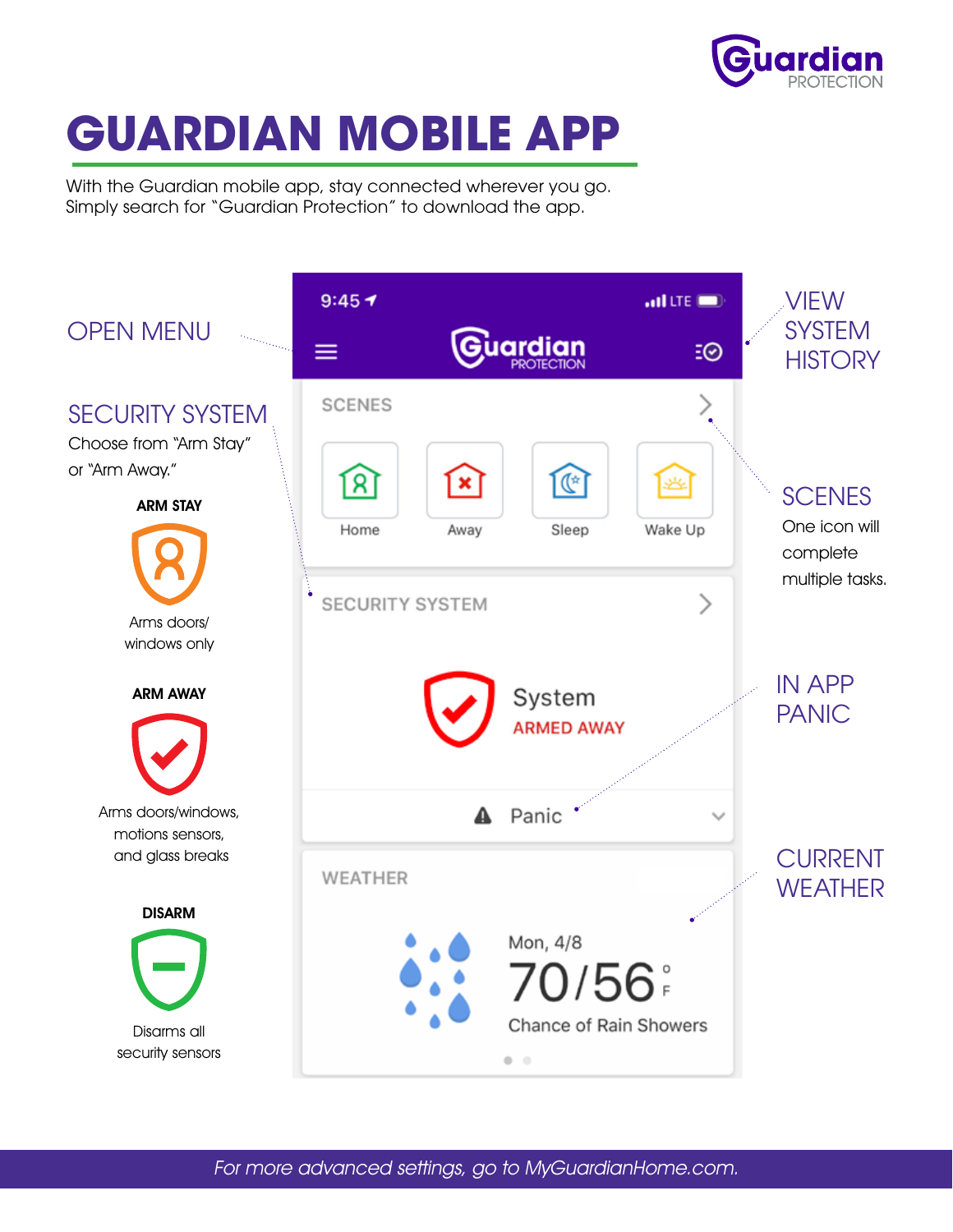# GUARDIAN MOBILE APP

With the Guardian mobile app, stay connected wherever you go.
Simply search for "Guardian Protection" to download the app.

## OPEN MENU

## SECURITY SYSTEM

Choose from "Arm Stay" or "Arm Away."

**ARM STAY**

Arms doors/ windows only

**ARM AWAY**

Arms doors/windows, motions sensors, and glass breaks

**DISARM**

Disarms all security sensors

## VIEW SYSTEM HISTORY

## SCENES

One icon will complete multiple tasks.

## IN APP PANIC

## CURRENT WEATHER

9:45 LTE

Guardian PROTECTION

SCENES

Home | Away | Sleep | Wake Up

SECURITY SYSTEM

System
ARMED AWAY

Panic

WEATHER

Mon, 4/8
70/56 °F
Chance of Rain Showers

*For more advanced settings, go to MyGuardianHome.com.*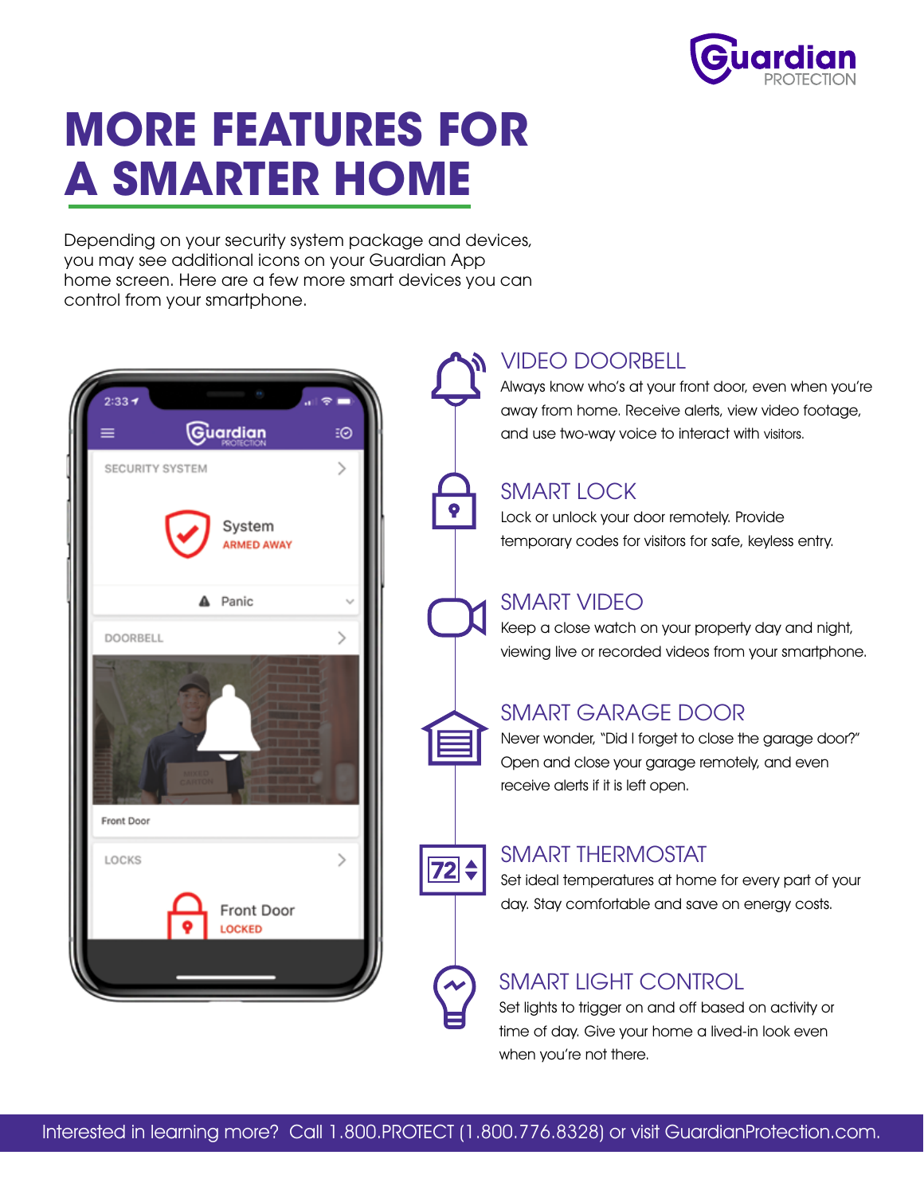Guardian PROTECTION

# MORE FEATURES FOR A SMARTER HOME

Depending on your security system package and devices, you may see additional icons on your Guardian App home screen. Here are a few more smart devices you can control from your smartphone.

## VIDEO DOORBELL

Always know who's at your front door, even when you're away from home. Receive alerts, view video footage, and use two-way voice to interact with visitors.

## SMART LOCK

Lock or unlock your door remotely. Provide temporary codes for visitors for safe, keyless entry.

## SMART VIDEO

Keep a close watch on your property day and night, viewing live or recorded videos from your smartphone.

## SMART GARAGE DOOR

Never wonder, "Did I forget to close the garage door?" Open and close your garage remotely, and even receive alerts if it is left open.

## SMART THERMOSTAT

Set ideal temperatures at home for every part of your day. Stay comfortable and save on energy costs.

## SMART LIGHT CONTROL

Set lights to trigger on and off based on activity or time of day. Give your home a lived-in look even when you're not there.

Interested in learning more? Call 1.800.PROTECT (1.800.776.8328) or visit GuardianProtection.com.